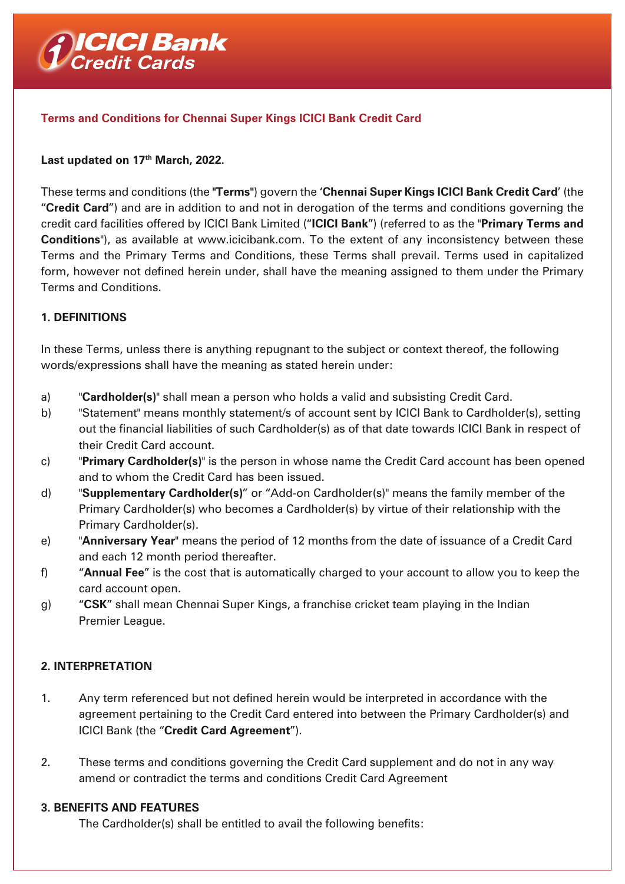**Terms and Conditions for Chennai Super Kings ICICI Bank Credit Card**

**Last updated on 17th March, 2022.**

These terms and conditions (the "**Terms**") govern the '**Chennai Super Kings ICICI Bank Credit Card**' (the "**Credit Card**") and are in addition to and not in derogation of the terms and conditions governing the credit card facilities offered by ICICI Bank Limited ("**ICICI Bank**") (referred to as the "**Primary Terms and Conditions**"), as available at www.icicibank.com. To the extent of any inconsistency between these Terms and the Primary Terms and Conditions, these Terms shall prevail. Terms used in capitalized form, however not defined herein under, shall have the meaning assigned to them under the Primary Terms and Conditions.

**1. DEFINITIONS**

In these Terms, unless there is anything repugnant to the subject or context thereof, the following words/expressions shall have the meaning as stated herein under:

a) "**Cardholder(s)**" shall mean a person who holds a valid and subsisting Credit Card.

b) "Statement" means monthly statement/s of account sent by ICICI Bank to Cardholder(s), setting out the financial liabilities of such Cardholder(s) as of that date towards ICICI Bank in respect of their Credit Card account.

c) "**Primary Cardholder(s)**" is the person in whose name the Credit Card account has been opened and to whom the Credit Card has been issued.

d) "**Supplementary Cardholder(s)**" or "Add-on Cardholder(s)" means the family member of the Primary Cardholder(s) who becomes a Cardholder(s) by virtue of their relationship with the Primary Cardholder(s).

e) "**Anniversary Year**" means the period of 12 months from the date of issuance of a Credit Card and each 12 month period thereafter.

f) "**Annual Fee**" is the cost that is automatically charged to your account to allow you to keep the card account open.

g) "**CSK**" shall mean Chennai Super Kings, a franchise cricket team playing in the Indian Premier League.

**2. INTERPRETATION**

1. Any term referenced but not defined herein would be interpreted in accordance with the agreement pertaining to the Credit Card entered into between the Primary Cardholder(s) and ICICI Bank (the "**Credit Card Agreement**").

2. These terms and conditions governing the Credit Card supplement and do not in any way amend or contradict the terms and conditions Credit Card Agreement

**3. BENEFITS AND FEATURES**

The Cardholder(s) shall be entitled to avail the following benefits: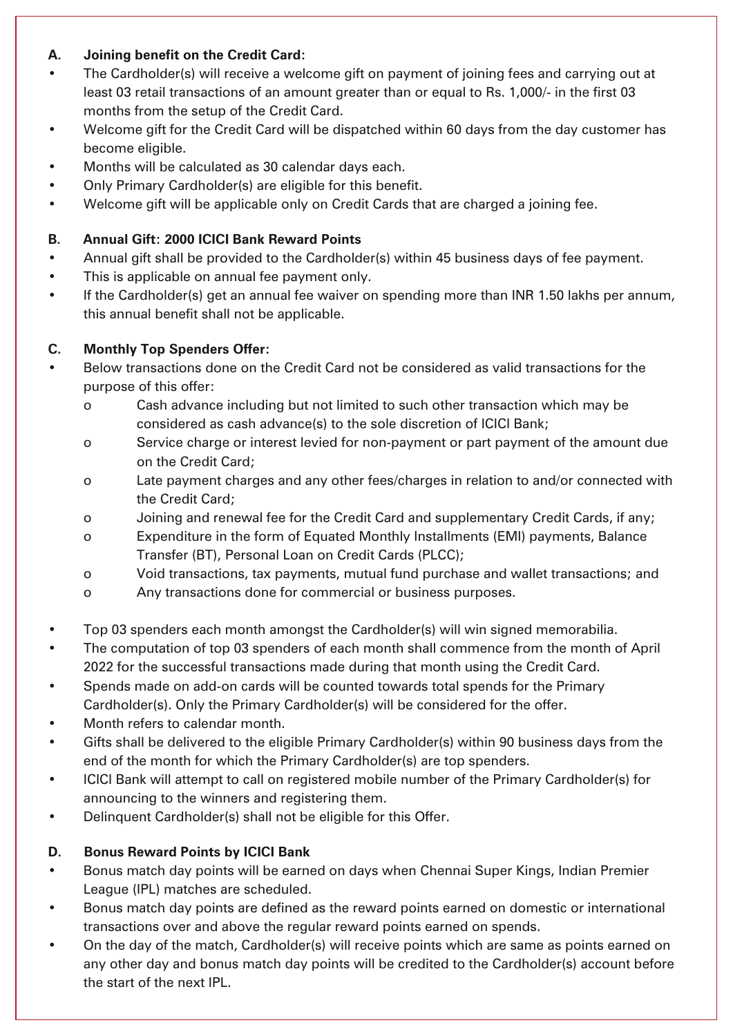**A. Joining benefit on the Credit Card:**

- The Cardholder(s) will receive a welcome gift on payment of joining fees and carrying out at least 03 retail transactions of an amount greater than or equal to Rs. 1,000/- in the first 03 months from the setup of the Credit Card.
- Welcome gift for the Credit Card will be dispatched within 60 days from the day customer has become eligible.
- Months will be calculated as 30 calendar days each.
- Only Primary Cardholder(s) are eligible for this benefit.
- Welcome gift will be applicable only on Credit Cards that are charged a joining fee.

**B. Annual Gift: 2000 ICICI Bank Reward Points**

- Annual gift shall be provided to the Cardholder(s) within 45 business days of fee payment.
- This is applicable on annual fee payment only.
- If the Cardholder(s) get an annual fee waiver on spending more than INR 1.50 lakhs per annum, this annual benefit shall not be applicable.

**C. Monthly Top Spenders Offer:**

- Below transactions done on the Credit Card not be considered as valid transactions for the purpose of this offer:
  - Cash advance including but not limited to such other transaction which may be considered as cash advance(s) to the sole discretion of ICICI Bank;
  - Service charge or interest levied for non-payment or part payment of the amount due on the Credit Card;
  - Late payment charges and any other fees/charges in relation to and/or connected with the Credit Card;
  - Joining and renewal fee for the Credit Card and supplementary Credit Cards, if any;
  - Expenditure in the form of Equated Monthly Installments (EMI) payments, Balance Transfer (BT), Personal Loan on Credit Cards (PLCC);
  - Void transactions, tax payments, mutual fund purchase and wallet transactions; and
  - Any transactions done for commercial or business purposes.

- Top 03 spenders each month amongst the Cardholder(s) will win signed memorabilia.
- The computation of top 03 spenders of each month shall commence from the month of April 2022 for the successful transactions made during that month using the Credit Card.
- Spends made on add-on cards will be counted towards total spends for the Primary Cardholder(s). Only the Primary Cardholder(s) will be considered for the offer.
- Month refers to calendar month.
- Gifts shall be delivered to the eligible Primary Cardholder(s) within 90 business days from the end of the month for which the Primary Cardholder(s) are top spenders.
- ICICI Bank will attempt to call on registered mobile number of the Primary Cardholder(s) for announcing to the winners and registering them.
- Delinquent Cardholder(s) shall not be eligible for this Offer.

**D. Bonus Reward Points by ICICI Bank**

- Bonus match day points will be earned on days when Chennai Super Kings, Indian Premier League (IPL) matches are scheduled.
- Bonus match day points are defined as the reward points earned on domestic or international transactions over and above the regular reward points earned on spends.
- On the day of the match, Cardholder(s) will receive points which are same as points earned on any other day and bonus match day points will be credited to the Cardholder(s) account before the start of the next IPL.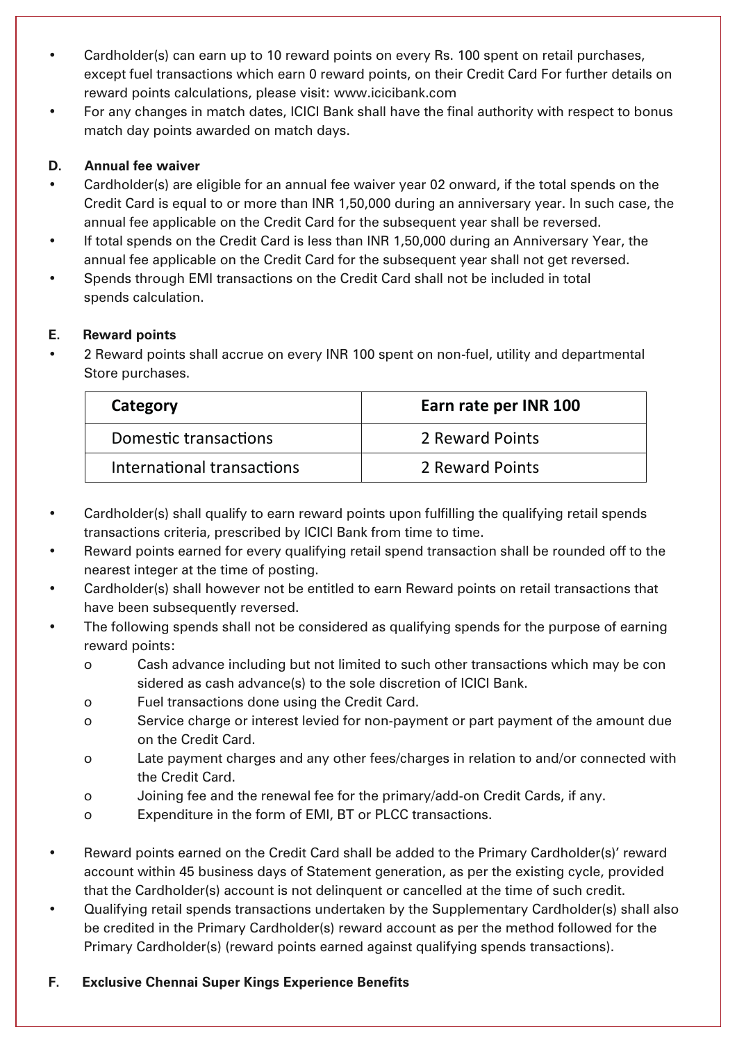- Cardholder(s) can earn up to 10 reward points on every Rs. 100 spent on retail purchases, except fuel transactions which earn 0 reward points, on their Credit Card For further details on reward points calculations, please visit: www.icicibank.com
- For any changes in match dates, ICICI Bank shall have the final authority with respect to bonus match day points awarded on match days.

**D. Annual fee waiver**

- Cardholder(s) are eligible for an annual fee waiver year 02 onward, if the total spends on the Credit Card is equal to or more than INR 1,50,000 during an anniversary year. In such case, the annual fee applicable on the Credit Card for the subsequent year shall be reversed.
- If total spends on the Credit Card is less than INR 1,50,000 during an Anniversary Year, the annual fee applicable on the Credit Card for the subsequent year shall not get reversed.
- Spends through EMI transactions on the Credit Card shall not be included in total spends calculation.

**E. Reward points**

- 2 Reward points shall accrue on every INR 100 spent on non-fuel, utility and departmental Store purchases.

| Category | Earn rate per INR 100 |
| --- | --- |
| Domestic transactions | 2 Reward Points |
| International transactions | 2 Reward Points |

- Cardholder(s) shall qualify to earn reward points upon fulfilling the qualifying retail spends transactions criteria, prescribed by ICICI Bank from time to time.
- Reward points earned for every qualifying retail spend transaction shall be rounded off to the nearest integer at the time of posting.
- Cardholder(s) shall however not be entitled to earn Reward points on retail transactions that have been subsequently reversed.
- The following spends shall not be considered as qualifying spends for the purpose of earning reward points:
  - Cash advance including but not limited to such other transactions which may be con sidered as cash advance(s) to the sole discretion of ICICI Bank.
  - Fuel transactions done using the Credit Card.
  - Service charge or interest levied for non-payment or part payment of the amount due on the Credit Card.
  - Late payment charges and any other fees/charges in relation to and/or connected with the Credit Card.
  - Joining fee and the renewal fee for the primary/add-on Credit Cards, if any.
  - Expenditure in the form of EMI, BT or PLCC transactions.
- Reward points earned on the Credit Card shall be added to the Primary Cardholder(s)' reward account within 45 business days of Statement generation, as per the existing cycle, provided that the Cardholder(s) account is not delinquent or cancelled at the time of such credit.
- Qualifying retail spends transactions undertaken by the Supplementary Cardholder(s) shall also be credited in the Primary Cardholder(s) reward account as per the method followed for the Primary Cardholder(s) (reward points earned against qualifying spends transactions).

**F. Exclusive Chennai Super Kings Experience Benefits**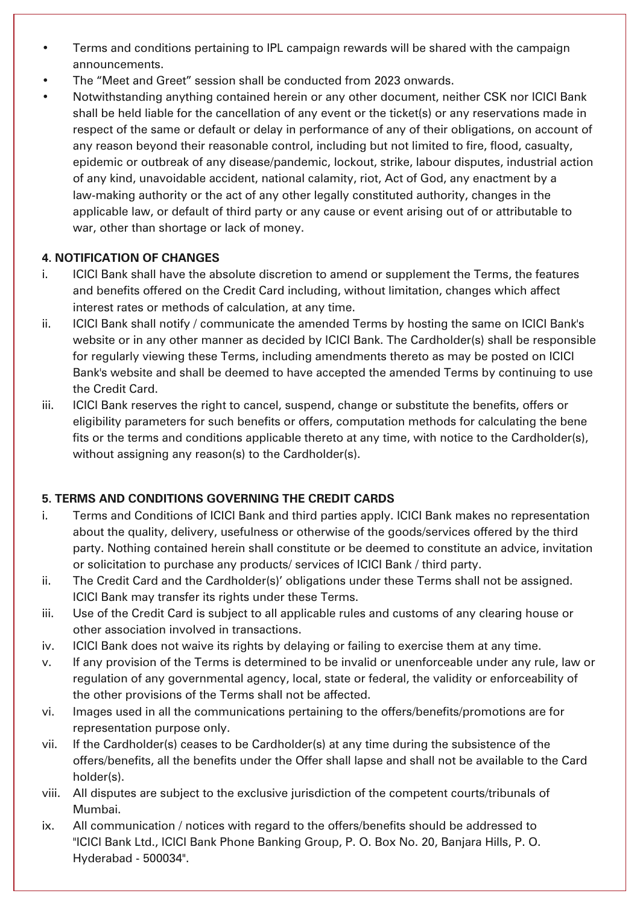- Terms and conditions pertaining to IPL campaign rewards will be shared with the campaign announcements.
- The "Meet and Greet" session shall be conducted from 2023 onwards.
- Notwithstanding anything contained herein or any other document, neither CSK nor ICICI Bank shall be held liable for the cancellation of any event or the ticket(s) or any reservations made in respect of the same or default or delay in performance of any of their obligations, on account of any reason beyond their reasonable control, including but not limited to fire, flood, casualty, epidemic or outbreak of any disease/pandemic, lockout, strike, labour disputes, industrial action of any kind, unavoidable accident, national calamity, riot, Act of God, any enactment by a law-making authority or the act of any other legally constituted authority, changes in the applicable law, or default of third party or any cause or event arising out of or attributable to war, other than shortage or lack of money.

**4. NOTIFICATION OF CHANGES**

i. ICICI Bank shall have the absolute discretion to amend or supplement the Terms, the features and benefits offered on the Credit Card including, without limitation, changes which affect interest rates or methods of calculation, at any time.

ii. ICICI Bank shall notify / communicate the amended Terms by hosting the same on ICICI Bank's website or in any other manner as decided by ICICI Bank. The Cardholder(s) shall be responsible for regularly viewing these Terms, including amendments thereto as may be posted on ICICI Bank's website and shall be deemed to have accepted the amended Terms by continuing to use the Credit Card.

iii. ICICI Bank reserves the right to cancel, suspend, change or substitute the benefits, offers or eligibility parameters for such benefits or offers, computation methods for calculating the bene fits or the terms and conditions applicable thereto at any time, with notice to the Cardholder(s), without assigning any reason(s) to the Cardholder(s).

**5. TERMS AND CONDITIONS GOVERNING THE CREDIT CARDS**

i. Terms and Conditions of ICICI Bank and third parties apply. ICICI Bank makes no representation about the quality, delivery, usefulness or otherwise of the goods/services offered by the third party. Nothing contained herein shall constitute or be deemed to constitute an advice, invitation or solicitation to purchase any products/ services of ICICI Bank / third party.

ii. The Credit Card and the Cardholder(s)' obligations under these Terms shall not be assigned. ICICI Bank may transfer its rights under these Terms.

iii. Use of the Credit Card is subject to all applicable rules and customs of any clearing house or other association involved in transactions.

iv. ICICI Bank does not waive its rights by delaying or failing to exercise them at any time.

v. If any provision of the Terms is determined to be invalid or unenforceable under any rule, law or regulation of any governmental agency, local, state or federal, the validity or enforceability of the other provisions of the Terms shall not be affected.

vi. Images used in all the communications pertaining to the offers/benefits/promotions are for representation purpose only.

vii. If the Cardholder(s) ceases to be Cardholder(s) at any time during the subsistence of the offers/benefits, all the benefits under the Offer shall lapse and shall not be available to the Card holder(s).

viii. All disputes are subject to the exclusive jurisdiction of the competent courts/tribunals of Mumbai.

ix. All communication / notices with regard to the offers/benefits should be addressed to "ICICI Bank Ltd., ICICI Bank Phone Banking Group, P. O. Box No. 20, Banjara Hills, P. O. Hyderabad - 500034".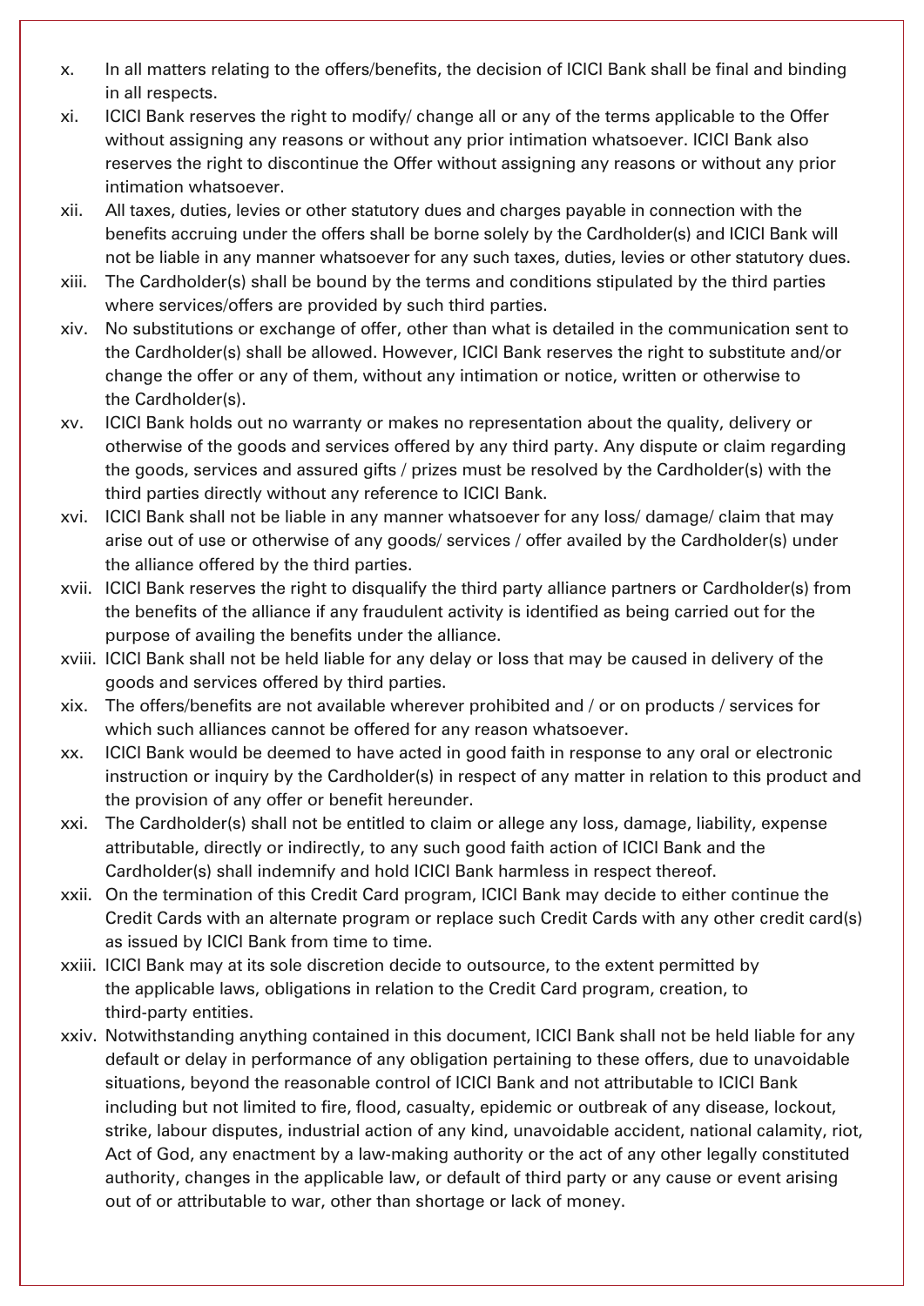x. In all matters relating to the offers/benefits, the decision of ICICI Bank shall be final and binding in all respects.

xi. ICICI Bank reserves the right to modify/ change all or any of the terms applicable to the Offer without assigning any reasons or without any prior intimation whatsoever. ICICI Bank also reserves the right to discontinue the Offer without assigning any reasons or without any prior intimation whatsoever.

xii. All taxes, duties, levies or other statutory dues and charges payable in connection with the benefits accruing under the offers shall be borne solely by the Cardholder(s) and ICICI Bank will not be liable in any manner whatsoever for any such taxes, duties, levies or other statutory dues.

xiii. The Cardholder(s) shall be bound by the terms and conditions stipulated by the third parties where services/offers are provided by such third parties.

xiv. No substitutions or exchange of offer, other than what is detailed in the communication sent to the Cardholder(s) shall be allowed. However, ICICI Bank reserves the right to substitute and/or change the offer or any of them, without any intimation or notice, written or otherwise to the Cardholder(s).

xv. ICICI Bank holds out no warranty or makes no representation about the quality, delivery or otherwise of the goods and services offered by any third party. Any dispute or claim regarding the goods, services and assured gifts / prizes must be resolved by the Cardholder(s) with the third parties directly without any reference to ICICI Bank.

xvi. ICICI Bank shall not be liable in any manner whatsoever for any loss/ damage/ claim that may arise out of use or otherwise of any goods/ services / offer availed by the Cardholder(s) under the alliance offered by the third parties.

xvii. ICICI Bank reserves the right to disqualify the third party alliance partners or Cardholder(s) from the benefits of the alliance if any fraudulent activity is identified as being carried out for the purpose of availing the benefits under the alliance.

xviii. ICICI Bank shall not be held liable for any delay or loss that may be caused in delivery of the goods and services offered by third parties.

xix. The offers/benefits are not available wherever prohibited and / or on products / services for which such alliances cannot be offered for any reason whatsoever.

xx. ICICI Bank would be deemed to have acted in good faith in response to any oral or electronic instruction or inquiry by the Cardholder(s) in respect of any matter in relation to this product and the provision of any offer or benefit hereunder.

xxi. The Cardholder(s) shall not be entitled to claim or allege any loss, damage, liability, expense attributable, directly or indirectly, to any such good faith action of ICICI Bank and the Cardholder(s) shall indemnify and hold ICICI Bank harmless in respect thereof.

xxii. On the termination of this Credit Card program, ICICI Bank may decide to either continue the Credit Cards with an alternate program or replace such Credit Cards with any other credit card(s) as issued by ICICI Bank from time to time.

xxiii. ICICI Bank may at its sole discretion decide to outsource, to the extent permitted by the applicable laws, obligations in relation to the Credit Card program, creation, to third-party entities.

xxiv. Notwithstanding anything contained in this document, ICICI Bank shall not be held liable for any default or delay in performance of any obligation pertaining to these offers, due to unavoidable situations, beyond the reasonable control of ICICI Bank and not attributable to ICICI Bank including but not limited to fire, flood, casualty, epidemic or outbreak of any disease, lockout, strike, labour disputes, industrial action of any kind, unavoidable accident, national calamity, riot, Act of God, any enactment by a law-making authority or the act of any other legally constituted authority, changes in the applicable law, or default of third party or any cause or event arising out of or attributable to war, other than shortage or lack of money.